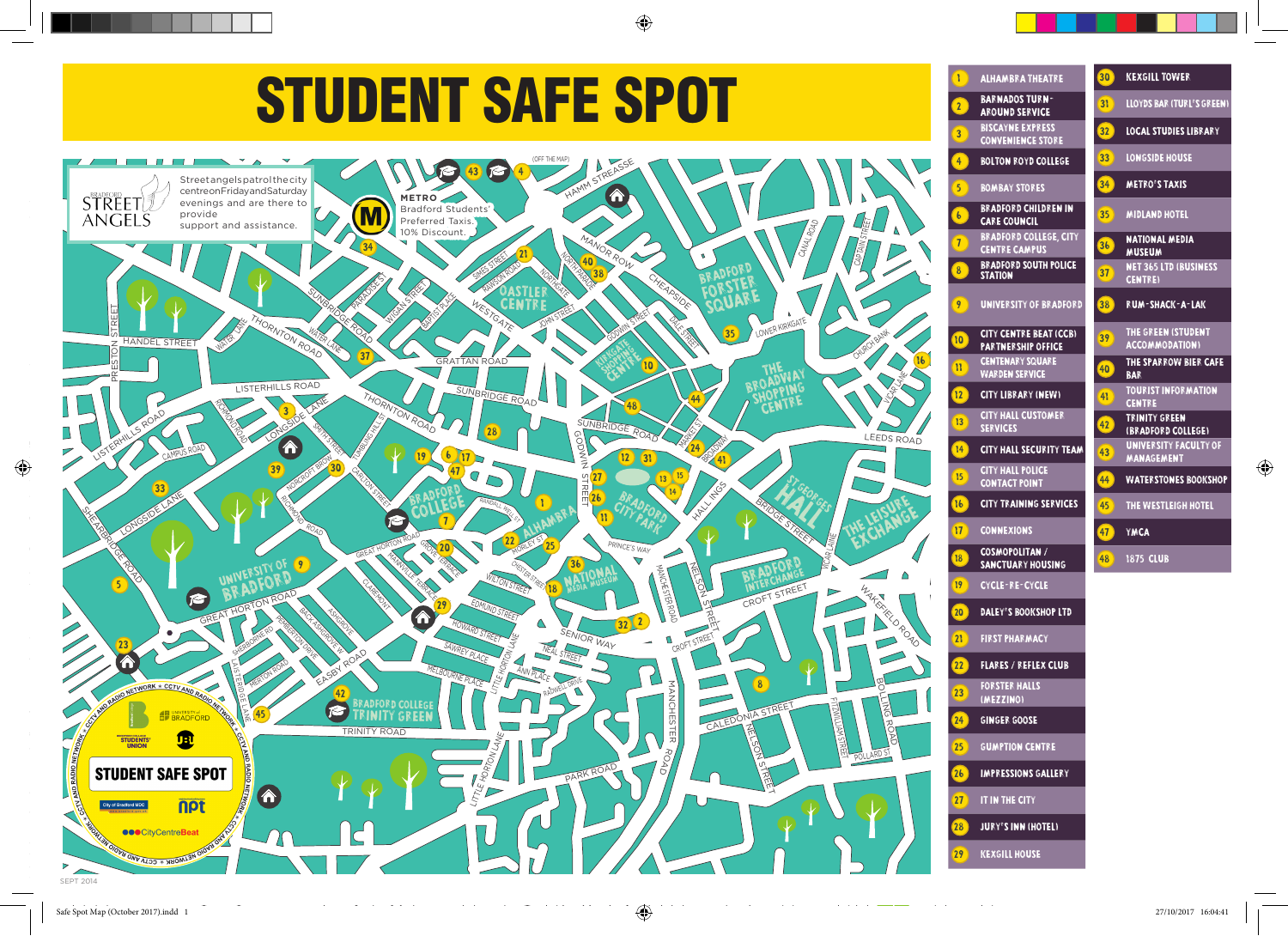# STUDENT SAFE SPOT

**BRADFORD STREET ANGELS** — Street angels patrol the city centre on Friday and Saturday evenings and are there to provide support and assistance.

**METRO** — Bradford Students' Preferred Taxis. 10% Discount.

| No. | Location | No. | Location |
|---|---|---|---|
| 1 | ALHAMBRA THEATRE | 30 | KEXGILL TOWER |
| 2 | BARNADOS TURN-AROUND SERVICE | 31 | LLOYDS BAR (TURL'S GREEN) |
| 3 | BISCAYNE EXPRESS CONVENIENCE STORE | 32 | LOCAL STUDIES LIBRARY |
| 4 | BOLTON ROYD COLLEGE | 33 | LONGSIDE HOUSE |
| 5 | BOMBAY STORES | 34 | METRO'S TAXIS |
| 6 | BRADFORD CHILDREN IN CARE COUNCIL | 35 | MIDLAND HOTEL |
| 7 | BRADFORD COLLEGE, CITY CENTRE CAMPUS | 36 | NATIONAL MEDIA MUSEUM |
| 8 | BRADFORD SOUTH POLICE STATION | 37 | NET 365 LTD (BUSINESS CENTRE) |
| 9 | UNIVERSITY OF BRADFORD | 38 | RUM-SHACK-A-LAK |
| 10 | CITY CENTRE BEAT (CCB) PARTNERSHIP OFFICE | 39 | THE GREEN (STUDENT ACCOMMODATION) |
| 11 | CENTENARY SQUARE WARDEN SERVICE | 40 | THE SPARROW BIER CAFE BAR |
| 12 | CITY LIBRARY (NEW) | 41 | TOURIST INFORMATION CENTRE |
| 13 | CITY HALL CUSTOMER SERVICES | 42 | TRINITY GREEN (BRADFORD COLLEGE) |
| 14 | CITY HALL SECURITY TEAM | 43 | UNIVERSITY FACULTY OF MANAGEMENT |
| 15 | CITY HALL POLICE CONTACT POINT | 44 | WATERSTONES BOOKSHOP |
| 16 | CITY TRAINING SERVICES | 45 | THE WESTLEIGH HOTEL |
| 17 | CONNEXIONS | 47 | YMCA |
| 18 | COSMOPOLITAN / SANCTUARY HOUSING | 48 | 1875 CLUB |
| 19 | CYCLE-RE-CYCLE | | |
| 20 | DALEY'S BOOKSHOP LTD | | |
| 21 | FIRST PHARMACY | | |
| 22 | FLARES / REFLEX CLUB | | |
| 23 | FORSTER HALLS (MEZZINO) | | |
| 24 | GINGER GOOSE | | |
| 25 | GUMPTION CENTRE | | |
| 26 | IMPRESSIONS GALLERY | | |
| 27 | IT IN THE CITY | | |
| 28 | JURY'S INN (HOTEL) | | |
| 29 | KEXGILL HOUSE | | |

STUDENT SAFE SPOT — CCTV AND RADIO NETWORK

SEPT 2014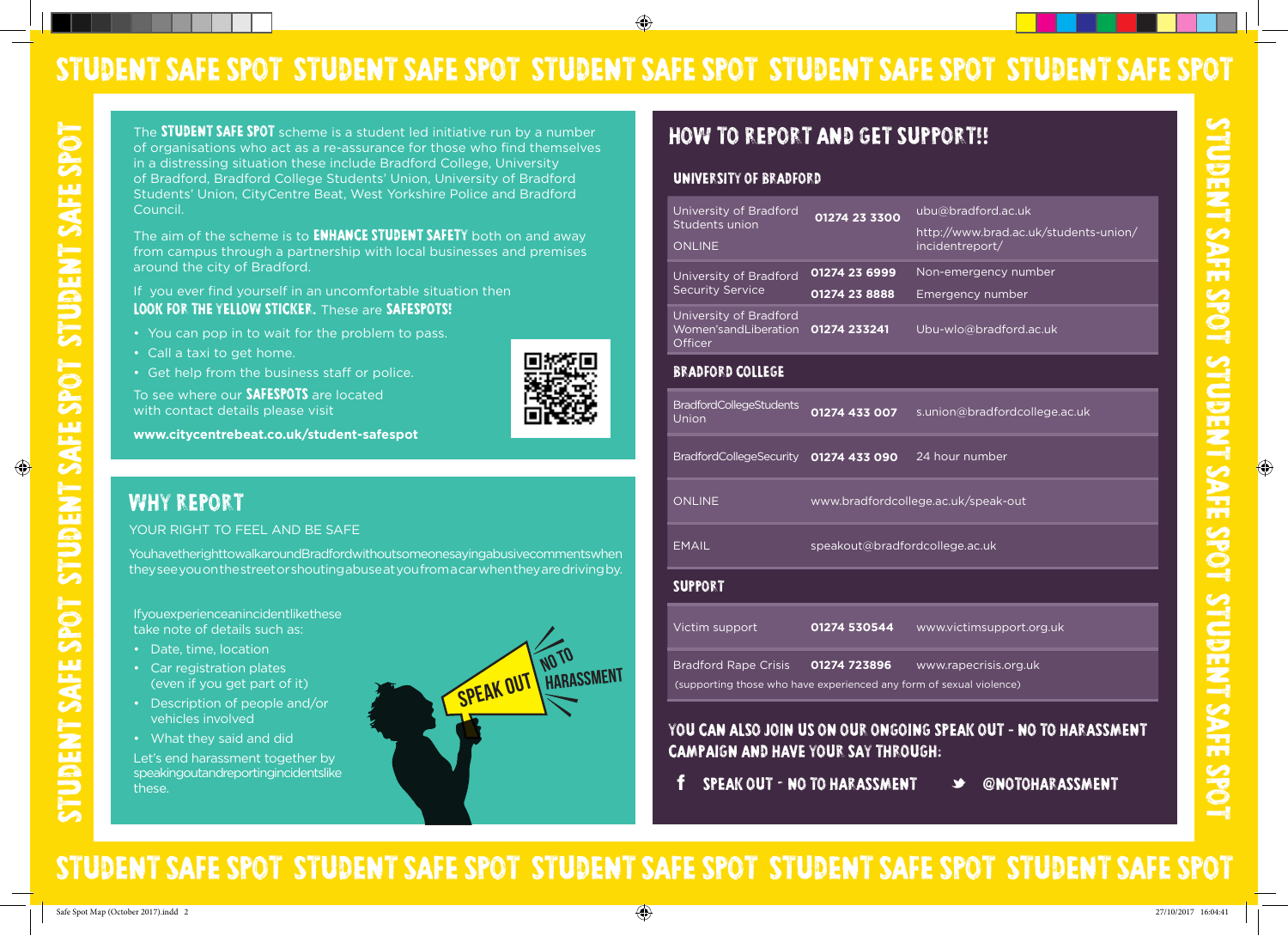# STUDENT SAFE SPOT

The **STUDENT SAFE SPOT** scheme is a student led initiative run by a number of organisations who act as a re-assurance for those who find themselves in a distressing situation these include Bradford College, University of Bradford, Bradford College Students' Union, University of Bradford Students' Union, CityCentre Beat, West Yorkshire Police and Bradford Council.

The aim of the scheme is to **ENHANCE STUDENT SAFETY** both on and away from campus through a partnership with local businesses and premises around the city of Bradford.

If you ever find yourself in an uncomfortable situation then **LOOK FOR THE YELLOW STICKER.** These are **SAFESPOTS!**

- You can pop in to wait for the problem to pass.
- Call a taxi to get home.
- Get help from the business staff or police.

To see where our **SAFESPOTS** are located with contact details please visit

**www.citycentrebeat.co.uk/student-safespot**

## WHY REPORT

YOUR RIGHT TO FEEL AND BE SAFE

YouhavetherighttowalkaroundBradfordwithoutsomeonesayingabusivecommentswhen theyseeyouonthestreetorshoutingabuseatyoufromacarwhentheyaredrivingby.

Ifyouexperienceanincidentlikethese take note of details such as:

- Date, time, location
- Car registration plates (even if you get part of it)
- Description of people and/or vehicles involved
- What they said and did

Let's end harassment together by speakingoutandreportingincidentslike these.

SPEAK OUT — NO TO HARASSMENT

## HOW TO REPORT AND GET SUPPORT!!

### UNIVERSITY OF BRADFORD

| | | |
|---|---|---|
| University of Bradford Students union | 01274 23 3300 | ubu@bradford.ac.uk |
| ONLINE | | http://www.brad.ac.uk/students-union/incidentreport/ |
| University of Bradford Security Service | 01274 23 6999 | Non-emergency number |
| | 01274 23 8888 | Emergency number |
| University of Bradford Women'sandLiberation Officer | 01274 233241 | Ubu-wlo@bradford.ac.uk |

### BRADFORD COLLEGE

| | | |
|---|---|---|
| BradfordCollegeStudents Union | 01274 433 007 | s.union@bradfordcollege.ac.uk |
| BradfordCollegeSecurity | 01274 433 090 | 24 hour number |
| ONLINE | www.bradfordcollege.ac.uk/speak-out | |
| EMAIL | speakout@bradfordcollege.ac.uk | |

### SUPPORT

| | | |
|---|---|---|
| Victim support | 01274 530544 | www.victimsupport.org.uk |
| Bradford Rape Crisis | 01274 723896 | www.rapecrisis.org.uk |

(supporting those who have experienced any form of sexual violence)

**YOU CAN ALSO JOIN US ON OUR ONGOING SPEAK OUT - NO TO HARASSMENT CAMPAIGN AND HAVE YOUR SAY THROUGH:**

SPEAK OUT - NO TO HARASSMENT    @NOTOHARASSMENT